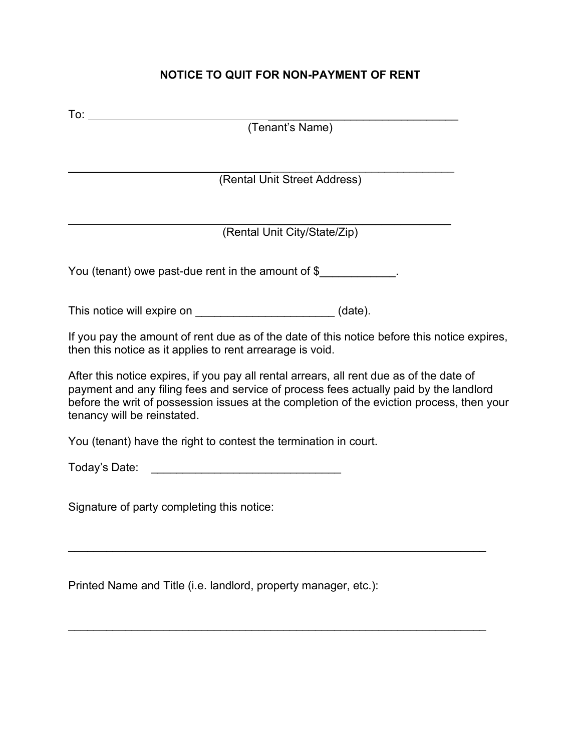## NOTICE TO QUIT FOR NON-PAYMENT OF RENT

To: ___________________________________________________________
(Tenant's Name)

___________________________________________________________
(Rental Unit Street Address)

___________________________________________________________
(Rental Unit City/State/Zip)

You (tenant) owe past-due rent in the amount of $____________.

This notice will expire on ______________________ (date).

If you pay the amount of rent due as of the date of this notice before this notice expires, then this notice as it applies to rent arrearage is void.

After this notice expires, if you pay all rental arrears, all rent due as of the date of payment and any filing fees and service of process fees actually paid by the landlord before the writ of possession issues at the completion of the eviction process, then your tenancy will be reinstated.

You (tenant) have the right to contest the termination in court.

Today's Date: ______________________________

Signature of party completing this notice:

___________________________________________________________________

Printed Name and Title (i.e. landlord, property manager, etc.):

___________________________________________________________________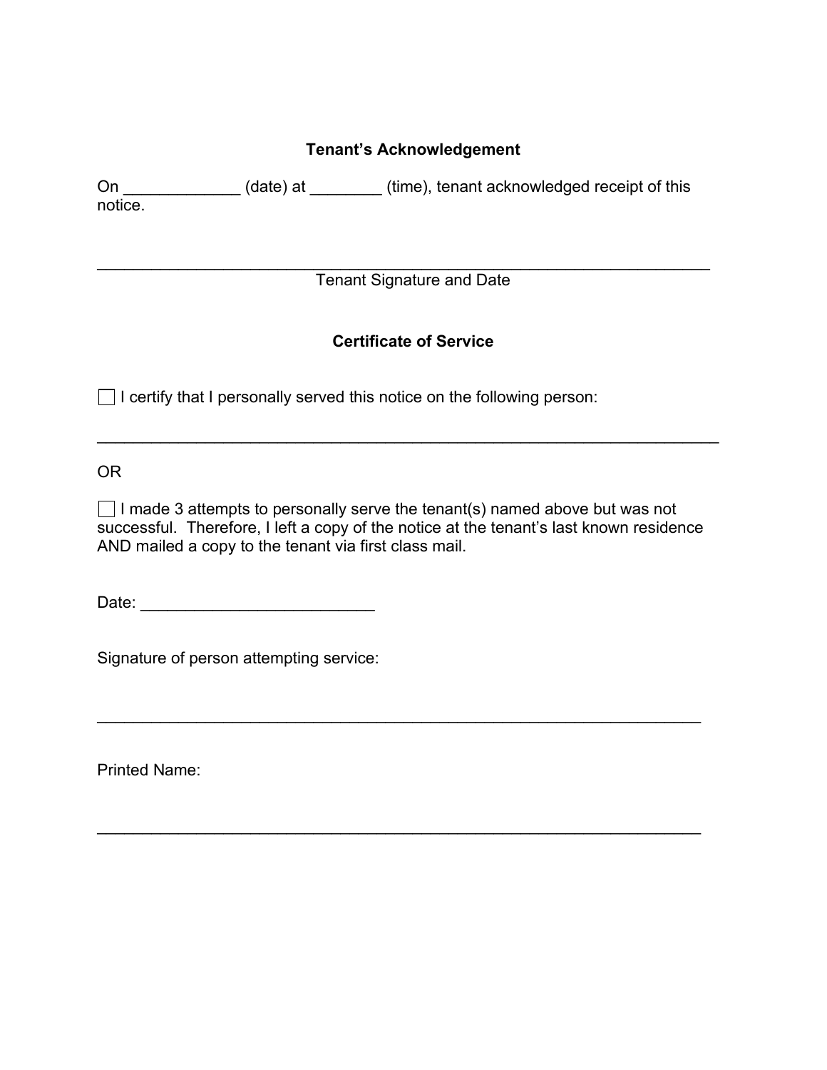**Tenant's Acknowledgement**

On _____________ (date) at ________ (time), tenant acknowledged receipt of this notice.

_______________________________________________________________

Tenant Signature and Date

**Certificate of Service**

☐ I certify that I personally served this notice on the following person:

_______________________________________________________________

OR

☐ I made 3 attempts to personally serve the tenant(s) named above but was not successful. Therefore, I left a copy of the notice at the tenant's last known residence AND mailed a copy to the tenant via first class mail.

Date: __________________________

Signature of person attempting service:

_______________________________________________________________

Printed Name:

_______________________________________________________________